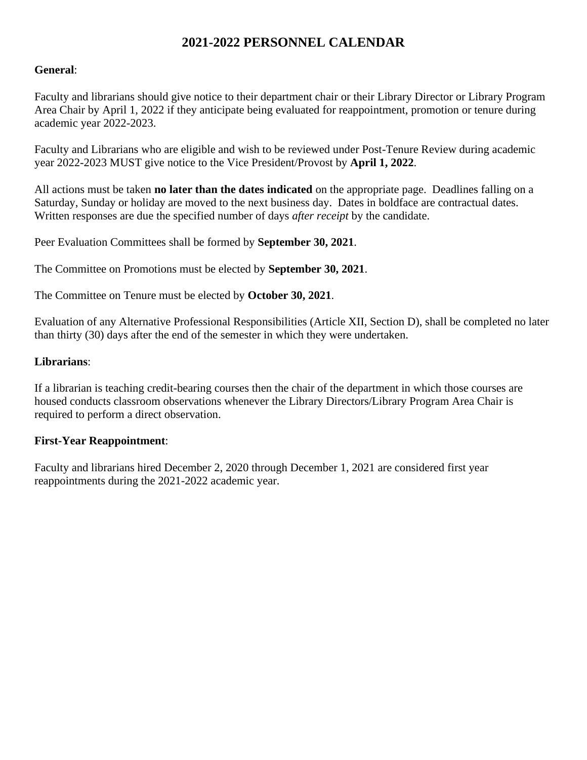# 2021-2022 PERSONNEL CALENDAR

**General**:

Faculty and librarians should give notice to their department chair or their Library Director or Library Program Area Chair by April 1, 2022 if they anticipate being evaluated for reappointment, promotion or tenure during academic year 2022-2023.

Faculty and Librarians who are eligible and wish to be reviewed under Post-Tenure Review during academic year 2022-2023 MUST give notice to the Vice President/Provost by **April 1, 2022**.

All actions must be taken **no later than the dates indicated** on the appropriate page. Deadlines falling on a Saturday, Sunday or holiday are moved to the next business day. Dates in boldface are contractual dates. Written responses are due the specified number of days *after receipt* by the candidate.

Peer Evaluation Committees shall be formed by **September 30, 2021**.

The Committee on Promotions must be elected by **September 30, 2021**.

The Committee on Tenure must be elected by **October 30, 2021**.

Evaluation of any Alternative Professional Responsibilities (Article XII, Section D), shall be completed no later than thirty (30) days after the end of the semester in which they were undertaken.

**Librarians**:

If a librarian is teaching credit-bearing courses then the chair of the department in which those courses are housed conducts classroom observations whenever the Library Directors/Library Program Area Chair is required to perform a direct observation.

**First-Year Reappointment**:

Faculty and librarians hired December 2, 2020 through December 1, 2021 are considered first year reappointments during the 2021-2022 academic year.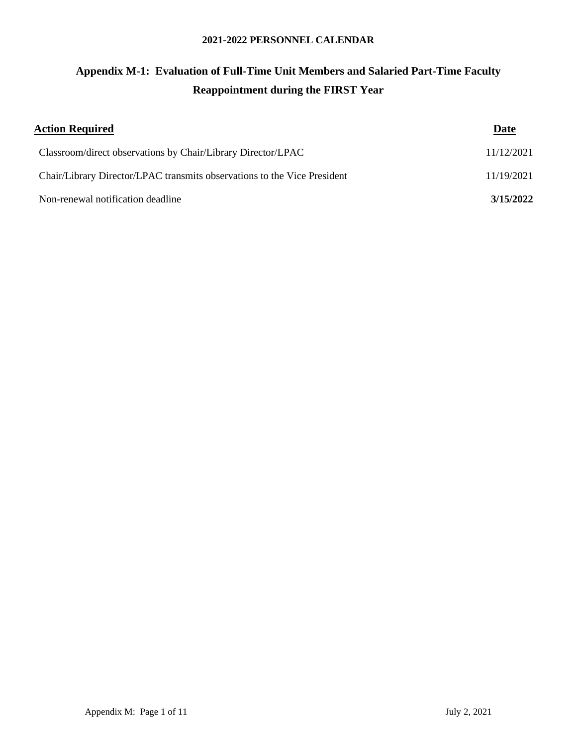**2021-2022 PERSONNEL CALENDAR**

# Appendix M-1: Evaluation of Full-Time Unit Members and Salaried Part-Time Faculty

## Reappointment during the FIRST Year

| Action Required | Date |
|---|---|
| Classroom/direct observations by Chair/Library Director/LPAC | 11/12/2021 |
| Chair/Library Director/LPAC transmits observations to the Vice President | 11/19/2021 |
| Non-renewal notification deadline | **3/15/2022** |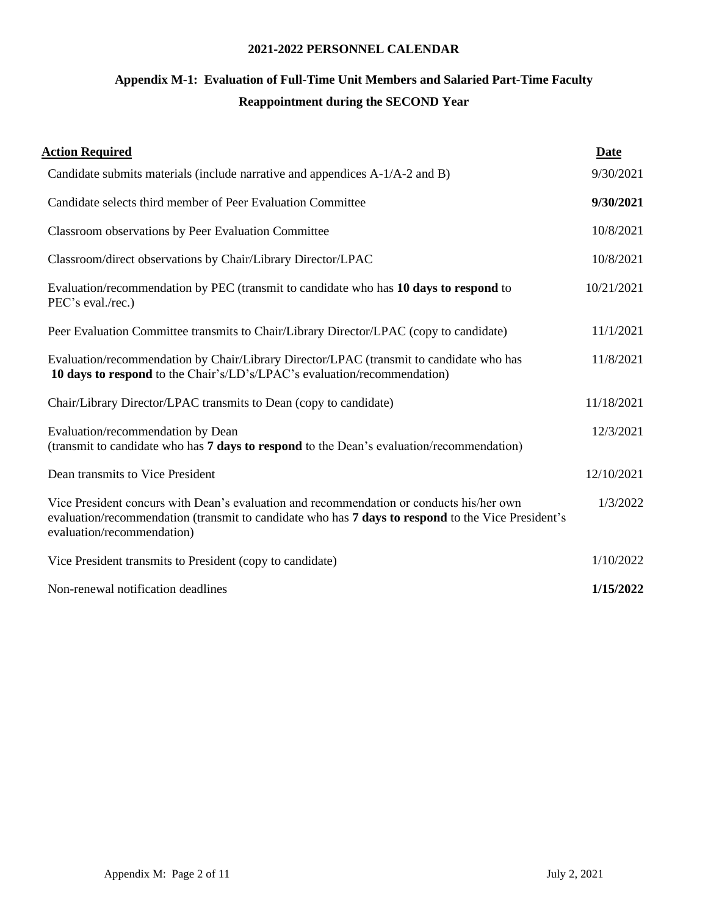## 2021-2022 PERSONNEL CALENDAR

### Appendix M-1: Evaluation of Full-Time Unit Members and Salaried Part-Time Faculty

### Reappointment during the SECOND Year

| Action Required | Date |
| --- | --- |
| Candidate submits materials (include narrative and appendices A-1/A-2 and B) | 9/30/2021 |
| Candidate selects third member of Peer Evaluation Committee | **9/30/2021** |
| Classroom observations by Peer Evaluation Committee | 10/8/2021 |
| Classroom/direct observations by Chair/Library Director/LPAC | 10/8/2021 |
| Evaluation/recommendation by PEC (transmit to candidate who has **10 days to respond** to PEC's eval./rec.) | 10/21/2021 |
| Peer Evaluation Committee transmits to Chair/Library Director/LPAC (copy to candidate) | 11/1/2021 |
| Evaluation/recommendation by Chair/Library Director/LPAC (transmit to candidate who has **10 days to respond** to the Chair's/LD's/LPAC's evaluation/recommendation) | 11/8/2021 |
| Chair/Library Director/LPAC transmits to Dean (copy to candidate) | 11/18/2021 |
| Evaluation/recommendation by Dean (transmit to candidate who has **7 days to respond** to the Dean's evaluation/recommendation) | 12/3/2021 |
| Dean transmits to Vice President | 12/10/2021 |
| Vice President concurs with Dean's evaluation and recommendation or conducts his/her own evaluation/recommendation (transmit to candidate who has **7 days to respond** to the Vice President's evaluation/recommendation) | 1/3/2022 |
| Vice President transmits to President (copy to candidate) | 1/10/2022 |
| Non-renewal notification deadlines | **1/15/2022** |

July 2, 2021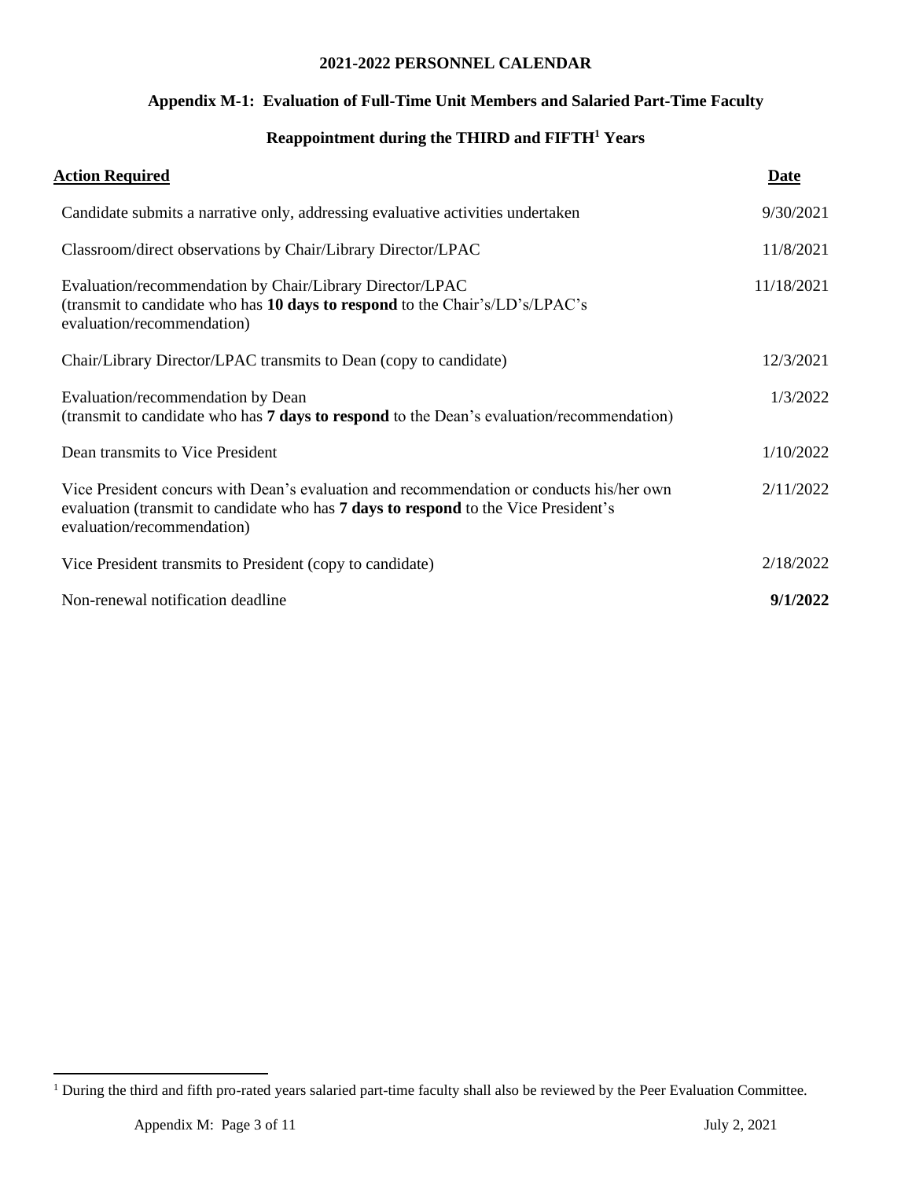# 2021-2022 PERSONNEL CALENDAR

## Appendix M-1: Evaluation of Full-Time Unit Members and Salaried Part-Time Faculty

### Reappointment during the THIRD and FIFTH[1] Years

| Action Required | Date |
|---|---|
| Candidate submits a narrative only, addressing evaluative activities undertaken | 9/30/2021 |
| Classroom/direct observations by Chair/Library Director/LPAC | 11/8/2021 |
| Evaluation/recommendation by Chair/Library Director/LPAC (transmit to candidate who has **10 days to respond** to the Chair's/LD's/LPAC's evaluation/recommendation) | 11/18/2021 |
| Chair/Library Director/LPAC transmits to Dean (copy to candidate) | 12/3/2021 |
| Evaluation/recommendation by Dean (transmit to candidate who has **7 days to respond** to the Dean's evaluation/recommendation) | 1/3/2022 |
| Dean transmits to Vice President | 1/10/2022 |
| Vice President concurs with Dean's evaluation and recommendation or conducts his/her own evaluation (transmit to candidate who has **7 days to respond** to the Vice President's evaluation/recommendation) | 2/11/2022 |
| Vice President transmits to President (copy to candidate) | 2/18/2022 |
| Non-renewal notification deadline | **9/1/2022** |

[1] During the third and fifth pro-rated years salaried part-time faculty shall also be reviewed by the Peer Evaluation Committee.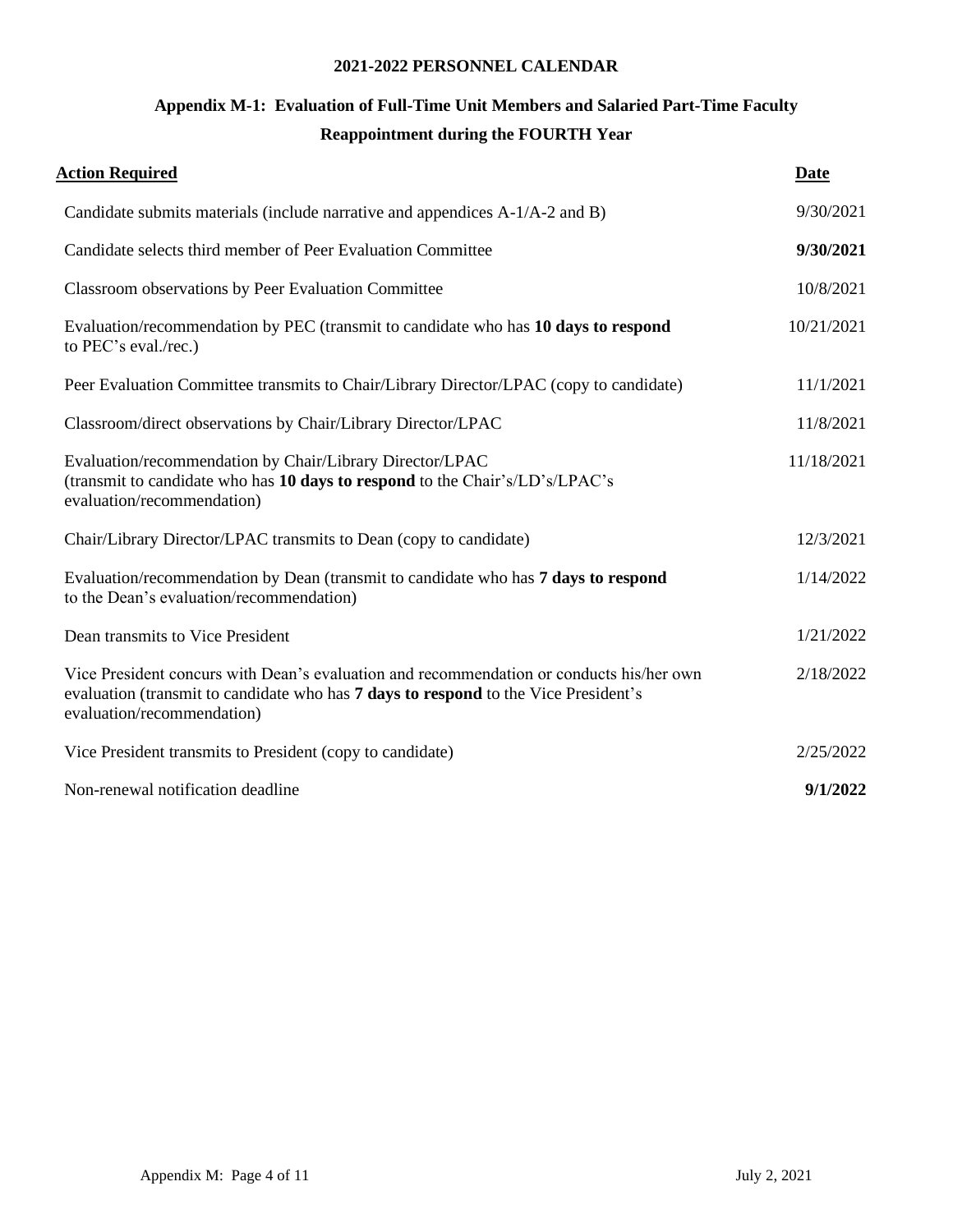**2021-2022 PERSONNEL CALENDAR**

## Appendix M-1: Evaluation of Full-Time Unit Members and Salaried Part-Time Faculty

### Reappointment during the FOURTH Year

| Action Required | Date |
|---|---|
| Candidate submits materials (include narrative and appendices A-1/A-2 and B) | 9/30/2021 |
| Candidate selects third member of Peer Evaluation Committee | **9/30/2021** |
| Classroom observations by Peer Evaluation Committee | 10/8/2021 |
| Evaluation/recommendation by PEC (transmit to candidate who has **10 days to respond** to PEC's eval./rec.) | 10/21/2021 |
| Peer Evaluation Committee transmits to Chair/Library Director/LPAC (copy to candidate) | 11/1/2021 |
| Classroom/direct observations by Chair/Library Director/LPAC | 11/8/2021 |
| Evaluation/recommendation by Chair/Library Director/LPAC (transmit to candidate who has **10 days to respond** to the Chair's/LD's/LPAC's evaluation/recommendation) | 11/18/2021 |
| Chair/Library Director/LPAC transmits to Dean (copy to candidate) | 12/3/2021 |
| Evaluation/recommendation by Dean (transmit to candidate who has **7 days to respond** to the Dean's evaluation/recommendation) | 1/14/2022 |
| Dean transmits to Vice President | 1/21/2022 |
| Vice President concurs with Dean's evaluation and recommendation or conducts his/her own evaluation (transmit to candidate who has **7 days to respond** to the Vice President's evaluation/recommendation) | 2/18/2022 |
| Vice President transmits to President (copy to candidate) | 2/25/2022 |
| Non-renewal notification deadline | **9/1/2022** |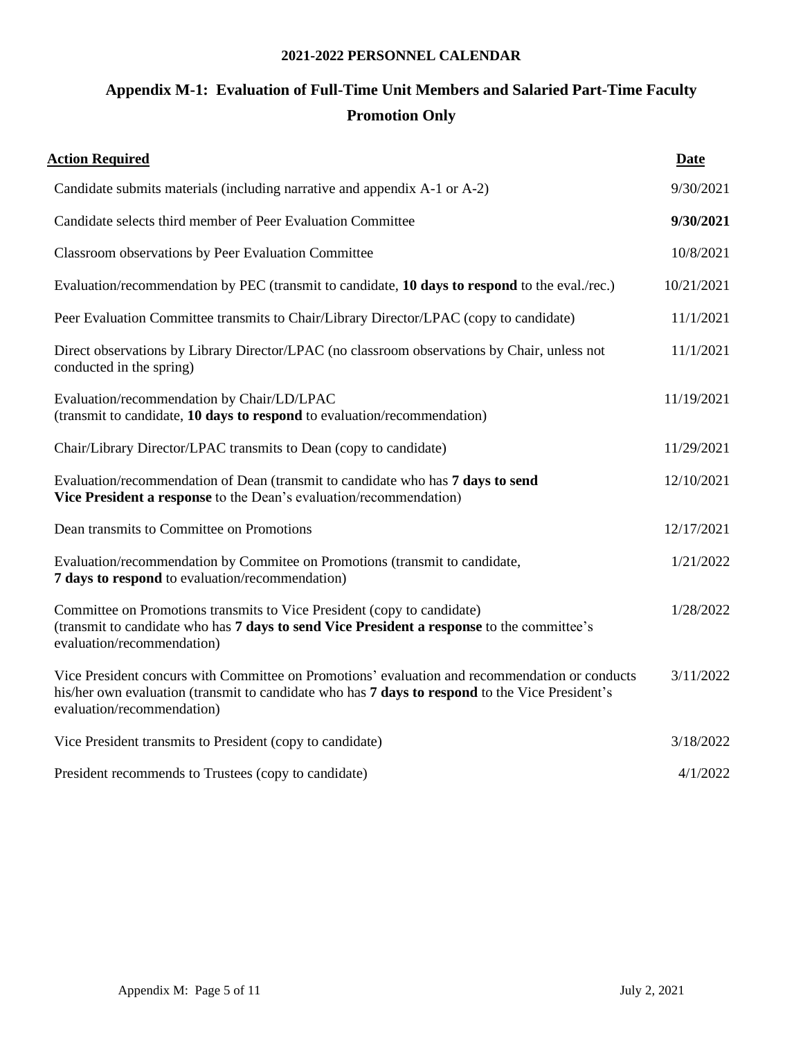**2021-2022 PERSONNEL CALENDAR**

# Appendix M-1: Evaluation of Full-Time Unit Members and Salaried Part-Time Faculty

## Promotion Only

| **Action Required** | **Date** |
|---|---|
| Candidate submits materials (including narrative and appendix A-1 or A-2) | 9/30/2021 |
| Candidate selects third member of Peer Evaluation Committee | **9/30/2021** |
| Classroom observations by Peer Evaluation Committee | 10/8/2021 |
| Evaluation/recommendation by PEC (transmit to candidate, **10 days to respond** to the eval./rec.) | 10/21/2021 |
| Peer Evaluation Committee transmits to Chair/Library Director/LPAC (copy to candidate) | 11/1/2021 |
| Direct observations by Library Director/LPAC (no classroom observations by Chair, unless not conducted in the spring) | 11/1/2021 |
| Evaluation/recommendation by Chair/LD/LPAC (transmit to candidate, **10 days to respond** to evaluation/recommendation) | 11/19/2021 |
| Chair/Library Director/LPAC transmits to Dean (copy to candidate) | 11/29/2021 |
| Evaluation/recommendation of Dean (transmit to candidate who has **7 days to send Vice President a response** to the Dean's evaluation/recommendation) | 12/10/2021 |
| Dean transmits to Committee on Promotions | 12/17/2021 |
| Evaluation/recommendation by Commitee on Promotions (transmit to candidate, **7 days to respond** to evaluation/recommendation) | 1/21/2022 |
| Committee on Promotions transmits to Vice President (copy to candidate) (transmit to candidate who has **7 days to send Vice President a response** to the committee's evaluation/recommendation) | 1/28/2022 |
| Vice President concurs with Committee on Promotions' evaluation and recommendation or conducts his/her own evaluation (transmit to candidate who has **7 days to respond** to the Vice President's evaluation/recommendation) | 3/11/2022 |
| Vice President transmits to President (copy to candidate) | 3/18/2022 |
| President recommends to Trustees (copy to candidate) | 4/1/2022 |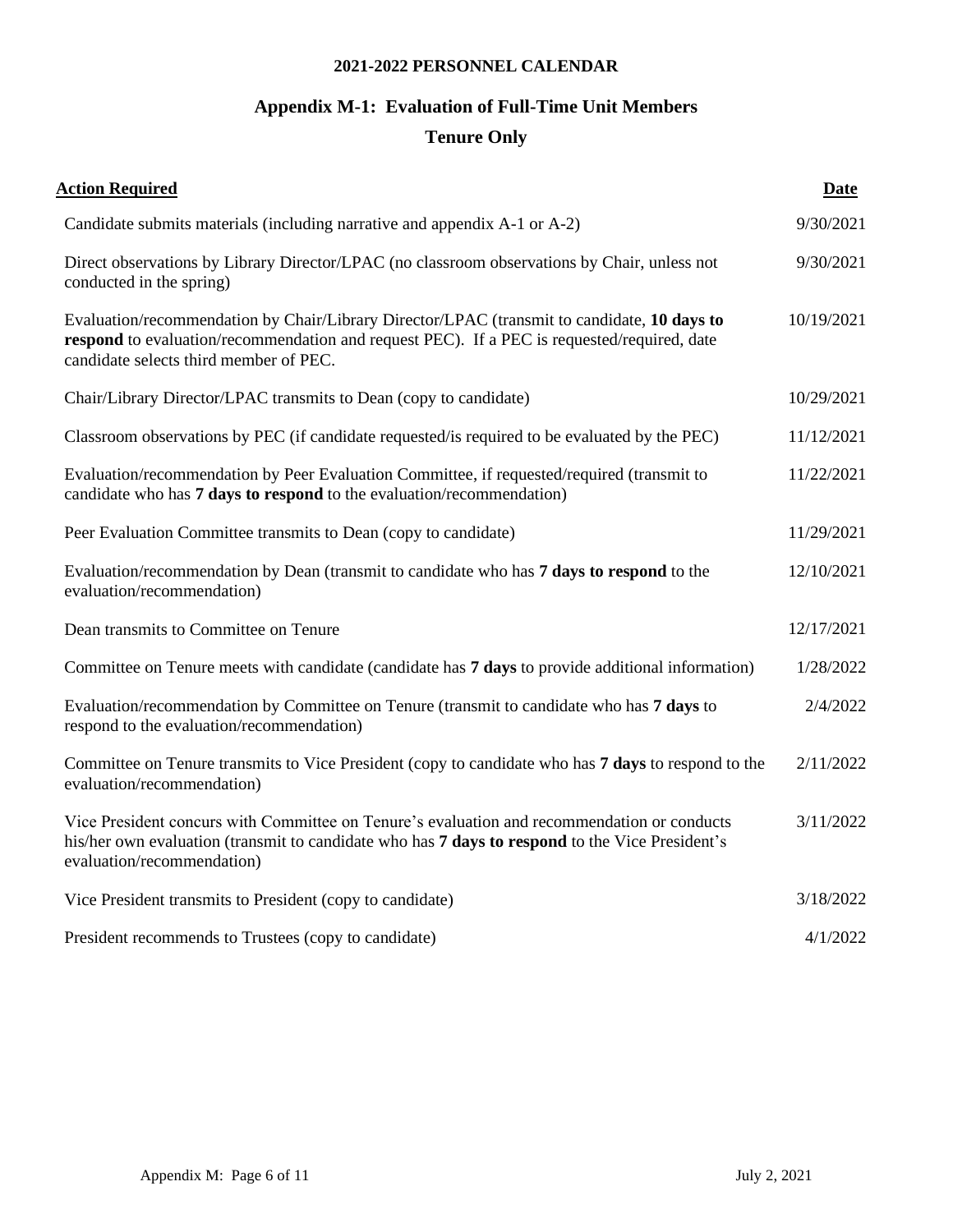**2021-2022 PERSONNEL CALENDAR**

## Appendix M-1: Evaluation of Full-Time Unit Members

## Tenure Only

| **Action Required** | **Date** |
|---|---|
| Candidate submits materials (including narrative and appendix A-1 or A-2) | 9/30/2021 |
| Direct observations by Library Director/LPAC (no classroom observations by Chair, unless not conducted in the spring) | 9/30/2021 |
| Evaluation/recommendation by Chair/Library Director/LPAC (transmit to candidate, **10 days to respond** to evaluation/recommendation and request PEC). If a PEC is requested/required, date candidate selects third member of PEC. | 10/19/2021 |
| Chair/Library Director/LPAC transmits to Dean (copy to candidate) | 10/29/2021 |
| Classroom observations by PEC (if candidate requested/is required to be evaluated by the PEC) | 11/12/2021 |
| Evaluation/recommendation by Peer Evaluation Committee, if requested/required (transmit to candidate who has **7 days to respond** to the evaluation/recommendation) | 11/22/2021 |
| Peer Evaluation Committee transmits to Dean (copy to candidate) | 11/29/2021 |
| Evaluation/recommendation by Dean (transmit to candidate who has **7 days to respond** to the evaluation/recommendation) | 12/10/2021 |
| Dean transmits to Committee on Tenure | 12/17/2021 |
| Committee on Tenure meets with candidate (candidate has **7 days** to provide additional information) | 1/28/2022 |
| Evaluation/recommendation by Committee on Tenure (transmit to candidate who has **7 days** to respond to the evaluation/recommendation) | 2/4/2022 |
| Committee on Tenure transmits to Vice President (copy to candidate who has **7 days** to respond to the evaluation/recommendation) | 2/11/2022 |
| Vice President concurs with Committee on Tenure's evaluation and recommendation or conducts his/her own evaluation (transmit to candidate who has **7 days to respond** to the Vice President's evaluation/recommendation) | 3/11/2022 |
| Vice President transmits to President (copy to candidate) | 3/18/2022 |
| President recommends to Trustees (copy to candidate) | 4/1/2022 |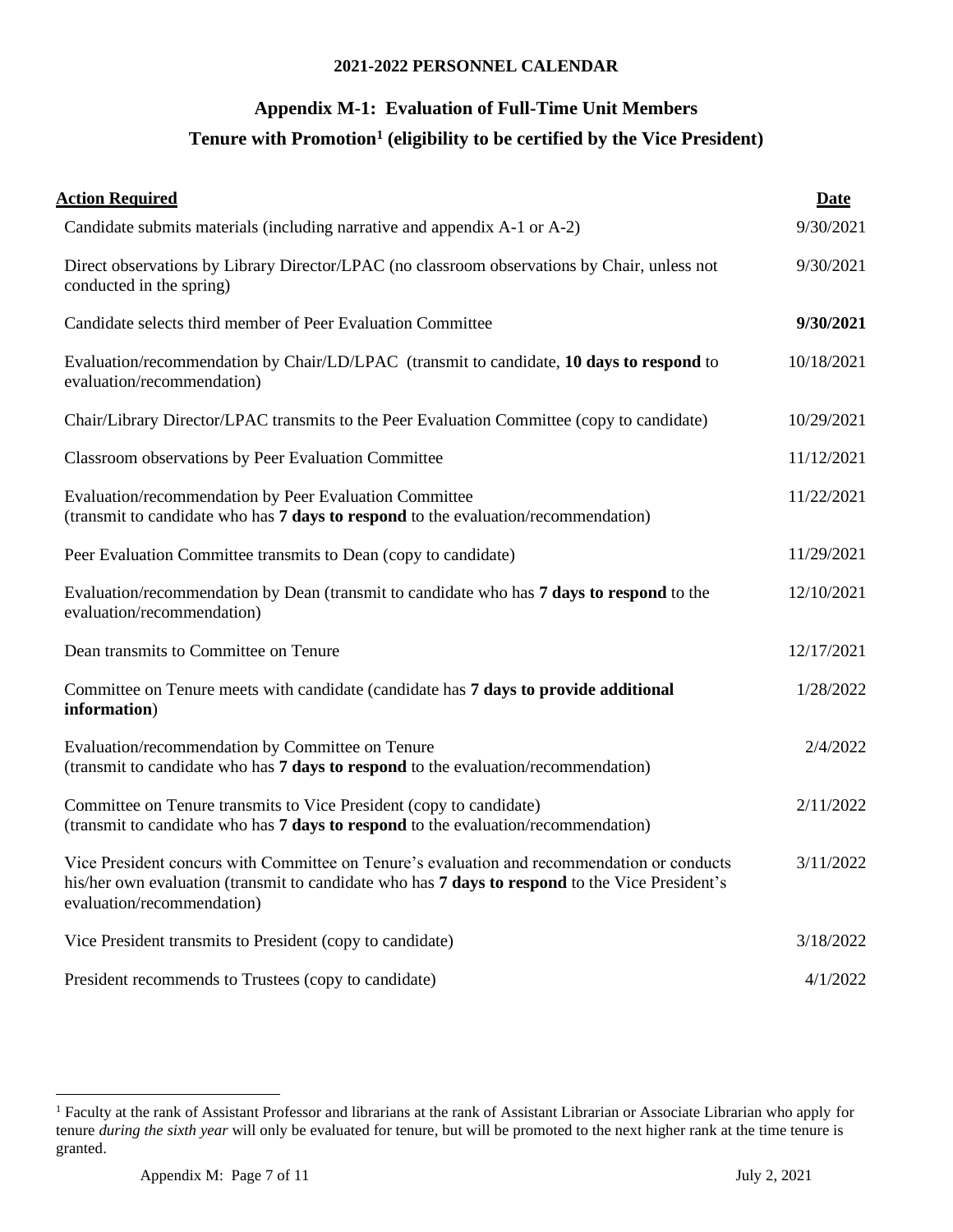### 2021-2022 PERSONNEL CALENDAR

## Appendix M-1: Evaluation of Full-Time Unit Members

## Tenure with Promotion[1] (eligibility to be certified by the Vice President)

| Action Required | Date |
|---|---|
| Candidate submits materials (including narrative and appendix A-1 or A-2) | 9/30/2021 |
| Direct observations by Library Director/LPAC (no classroom observations by Chair, unless not conducted in the spring) | 9/30/2021 |
| Candidate selects third member of Peer Evaluation Committee | **9/30/2021** |
| Evaluation/recommendation by Chair/LD/LPAC (transmit to candidate, **10 days to respond** to evaluation/recommendation) | 10/18/2021 |
| Chair/Library Director/LPAC transmits to the Peer Evaluation Committee (copy to candidate) | 10/29/2021 |
| Classroom observations by Peer Evaluation Committee | 11/12/2021 |
| Evaluation/recommendation by Peer Evaluation Committee (transmit to candidate who has **7 days to respond** to the evaluation/recommendation) | 11/22/2021 |
| Peer Evaluation Committee transmits to Dean (copy to candidate) | 11/29/2021 |
| Evaluation/recommendation by Dean (transmit to candidate who has **7 days to respond** to the evaluation/recommendation) | 12/10/2021 |
| Dean transmits to Committee on Tenure | 12/17/2021 |
| Committee on Tenure meets with candidate (candidate has **7 days to provide additional information**) | 1/28/2022 |
| Evaluation/recommendation by Committee on Tenure (transmit to candidate who has **7 days to respond** to the evaluation/recommendation) | 2/4/2022 |
| Committee on Tenure transmits to Vice President (copy to candidate) (transmit to candidate who has **7 days to respond** to the evaluation/recommendation) | 2/11/2022 |
| Vice President concurs with Committee on Tenure's evaluation and recommendation or conducts his/her own evaluation (transmit to candidate who has **7 days to respond** to the Vice President's evaluation/recommendation) | 3/11/2022 |
| Vice President transmits to President (copy to candidate) | 3/18/2022 |
| President recommends to Trustees (copy to candidate) | 4/1/2022 |

[1] Faculty at the rank of Assistant Professor and librarians at the rank of Assistant Librarian or Associate Librarian who apply for tenure *during the sixth year* will only be evaluated for tenure, but will be promoted to the next higher rank at the time tenure is granted.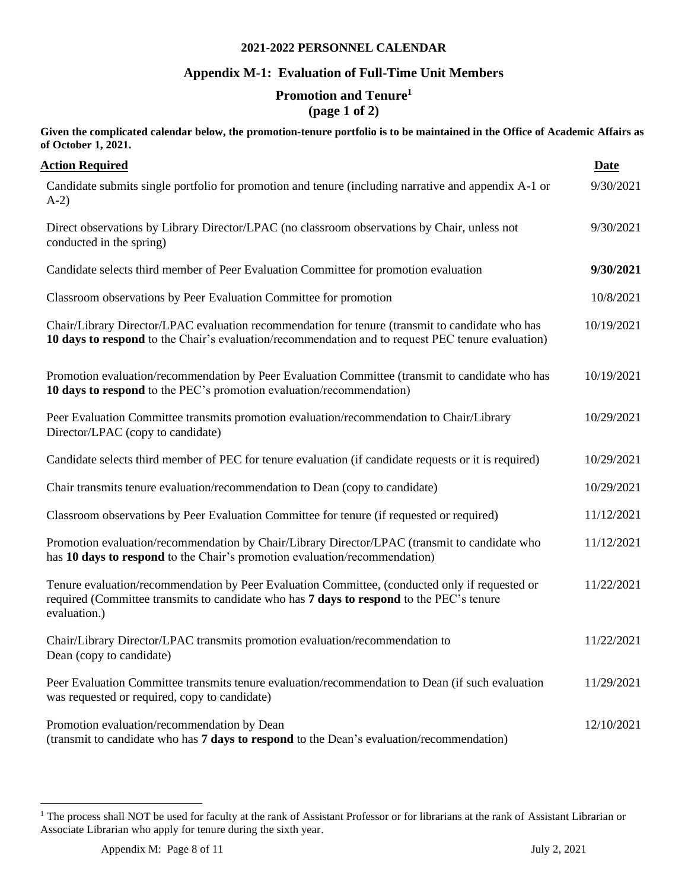**2021-2022 PERSONNEL CALENDAR**

## Appendix M-1: Evaluation of Full-Time Unit Members

### Promotion and Tenure[1]
**(page 1 of 2)**

**Given the complicated calendar below, the promotion-tenure portfolio is to be maintained in the Office of Academic Affairs as of October 1, 2021.**

| Action Required | Date |
|---|---|
| Candidate submits single portfolio for promotion and tenure (including narrative and appendix A-1 or A-2) | 9/30/2021 |
| Direct observations by Library Director/LPAC (no classroom observations by Chair, unless not conducted in the spring) | 9/30/2021 |
| Candidate selects third member of Peer Evaluation Committee for promotion evaluation | **9/30/2021** |
| Classroom observations by Peer Evaluation Committee for promotion | 10/8/2021 |
| Chair/Library Director/LPAC evaluation recommendation for tenure (transmit to candidate who has **10 days to respond** to the Chair's evaluation/recommendation and to request PEC tenure evaluation) | 10/19/2021 |
| Promotion evaluation/recommendation by Peer Evaluation Committee (transmit to candidate who has **10 days to respond** to the PEC's promotion evaluation/recommendation) | 10/19/2021 |
| Peer Evaluation Committee transmits promotion evaluation/recommendation to Chair/Library Director/LPAC (copy to candidate) | 10/29/2021 |
| Candidate selects third member of PEC for tenure evaluation (if candidate requests or it is required) | 10/29/2021 |
| Chair transmits tenure evaluation/recommendation to Dean (copy to candidate) | 10/29/2021 |
| Classroom observations by Peer Evaluation Committee for tenure (if requested or required) | 11/12/2021 |
| Promotion evaluation/recommendation by Chair/Library Director/LPAC (transmit to candidate who has **10 days to respond** to the Chair's promotion evaluation/recommendation) | 11/12/2021 |
| Tenure evaluation/recommendation by Peer Evaluation Committee, (conducted only if requested or required (Committee transmits to candidate who has **7 days to respond** to the PEC's tenure evaluation.) | 11/22/2021 |
| Chair/Library Director/LPAC transmits promotion evaluation/recommendation to Dean (copy to candidate) | 11/22/2021 |
| Peer Evaluation Committee transmits tenure evaluation/recommendation to Dean (if such evaluation was requested or required, copy to candidate) | 11/29/2021 |
| Promotion evaluation/recommendation by Dean (transmit to candidate who has **7 days to respond** to the Dean's evaluation/recommendation) | 12/10/2021 |

[1] The process shall NOT be used for faculty at the rank of Assistant Professor or for librarians at the rank of Assistant Librarian or Associate Librarian who apply for tenure during the sixth year.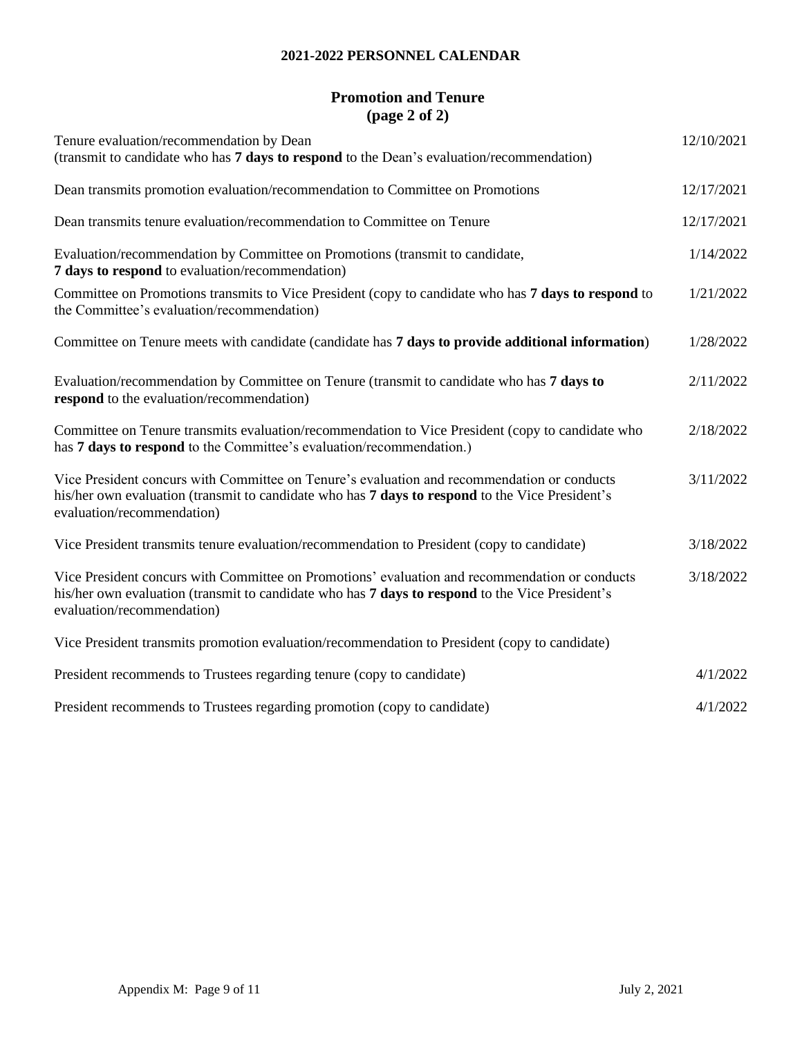## 2021-2022 PERSONNEL CALENDAR

### Promotion and Tenure
### (page 2 of 2)

| | |
|---|---|
| Tenure evaluation/recommendation by Dean (transmit to candidate who has **7 days to respond** to the Dean's evaluation/recommendation) | 12/10/2021 |
| Dean transmits promotion evaluation/recommendation to Committee on Promotions | 12/17/2021 |
| Dean transmits tenure evaluation/recommendation to Committee on Tenure | 12/17/2021 |
| Evaluation/recommendation by Committee on Promotions (transmit to candidate, **7 days to respond** to evaluation/recommendation) | 1/14/2022 |
| Committee on Promotions transmits to Vice President (copy to candidate who has **7 days to respond** to the Committee's evaluation/recommendation) | 1/21/2022 |
| Committee on Tenure meets with candidate (candidate has **7 days to provide additional information**) | 1/28/2022 |
| Evaluation/recommendation by Committee on Tenure (transmit to candidate who has **7 days to respond** to the evaluation/recommendation) | 2/11/2022 |
| Committee on Tenure transmits evaluation/recommendation to Vice President (copy to candidate who has **7 days to respond** to the Committee's evaluation/recommendation.) | 2/18/2022 |
| Vice President concurs with Committee on Tenure's evaluation and recommendation or conducts his/her own evaluation (transmit to candidate who has **7 days to respond** to the Vice President's evaluation/recommendation) | 3/11/2022 |
| Vice President transmits tenure evaluation/recommendation to President (copy to candidate) | 3/18/2022 |
| Vice President concurs with Committee on Promotions' evaluation and recommendation or conducts his/her own evaluation (transmit to candidate who has **7 days to respond** to the Vice President's evaluation/recommendation) | 3/18/2022 |
| Vice President transmits promotion evaluation/recommendation to President (copy to candidate) | |
| President recommends to Trustees regarding tenure (copy to candidate) | 4/1/2022 |
| President recommends to Trustees regarding promotion (copy to candidate) | 4/1/2022 |

Appendix M: Page 9 of 11 July 2, 2021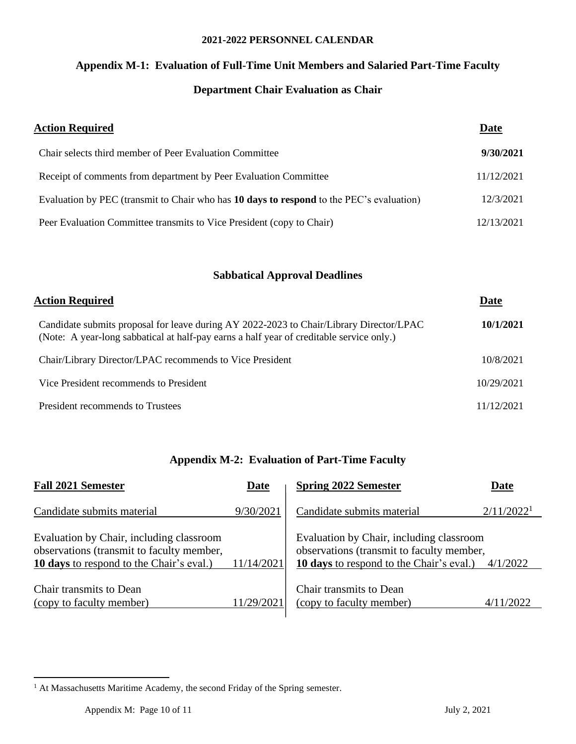**2021-2022 PERSONNEL CALENDAR**

## Appendix M-1: Evaluation of Full-Time Unit Members and Salaried Part-Time Faculty

### Department Chair Evaluation as Chair

| Action Required | Date |
|---|---|
| Chair selects third member of Peer Evaluation Committee | **9/30/2021** |
| Receipt of comments from department by Peer Evaluation Committee | 11/12/2021 |
| Evaluation by PEC (transmit to Chair who has **10 days to respond** to the PEC's evaluation) | 12/3/2021 |
| Peer Evaluation Committee transmits to Vice President (copy to Chair) | 12/13/2021 |

### Sabbatical Approval Deadlines

| Action Required | Date |
|---|---|
| Candidate submits proposal for leave during AY 2022-2023 to Chair/Library Director/LPAC (Note: A year-long sabbatical at half-pay earns a half year of creditable service only.) | **10/1/2021** |
| Chair/Library Director/LPAC recommends to Vice President | 10/8/2021 |
| Vice President recommends to President | 10/29/2021 |
| President recommends to Trustees | 11/12/2021 |

## Appendix M-2: Evaluation of Part-Time Faculty

| Fall 2021 Semester | Date |
|---|---|
| Candidate submits material | 9/30/2021 |
| Evaluation by Chair, including classroom observations (transmit to faculty member, **10 days** to respond to the Chair's eval.) | 11/14/2021 |
| Chair transmits to Dean (copy to faculty member) | 11/29/2021 |

| Spring 2022 Semester | Date |
|---|---|
| Candidate submits material | 2/11/2022[1] |
| Evaluation by Chair, including classroom observations (transmit to faculty member, **10 days** to respond to the Chair's eval.) | 4/1/2022 |
| Chair transmits to Dean (copy to faculty member) | 4/11/2022 |

[1] At Massachusetts Maritime Academy, the second Friday of the Spring semester.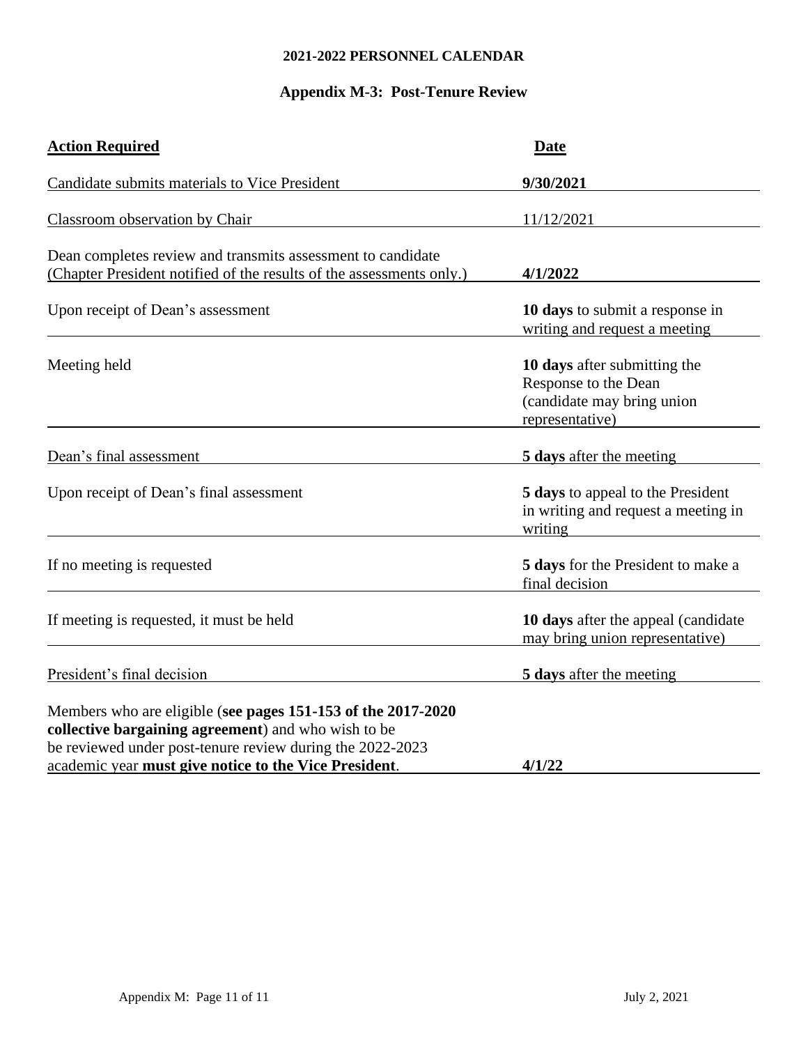**2021-2022 PERSONNEL CALENDAR**

**Appendix M-3: Post-Tenure Review**

| **Action Required** | **Date** |
|---|---|
| Candidate submits materials to Vice President | **9/30/2021** |
| Classroom observation by Chair | 11/12/2021 |
| Dean completes review and transmits assessment to candidate (Chapter President notified of the results of the assessments only.) | **4/1/2022** |
| Upon receipt of Dean's assessment | **10 days** to submit a response in writing and request a meeting |
| Meeting held | **10 days** after submitting the Response to the Dean (candidate may bring union representative) |
| Dean's final assessment | **5 days** after the meeting |
| Upon receipt of Dean's final assessment | **5 days** to appeal to the President in writing and request a meeting in writing |
| If no meeting is requested | **5 days** for the President to make a final decision |
| If meeting is requested, it must be held | **10 days** after the appeal (candidate may bring union representative) |
| President's final decision | **5 days** after the meeting |
| Members who are eligible (**see pages 151-153 of the 2017-2020 collective bargaining agreement**) and who wish to be reviewed under post-tenure review during the 2022-2023 academic year **must give notice to the Vice President**. | **4/1/22** |

July 2, 2021